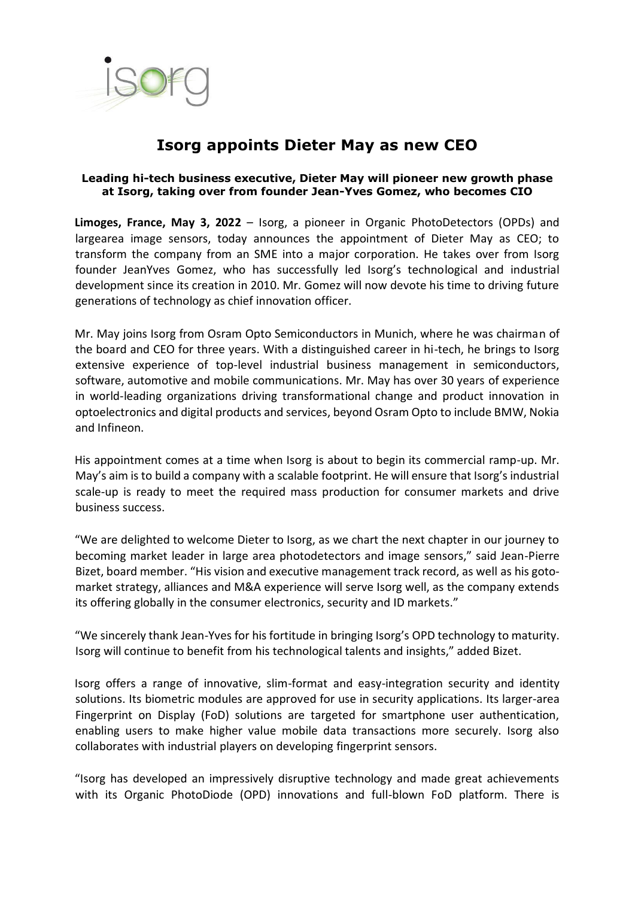# Isorg appoints Dieter May as new CEO

**Leading hi-tech business executive, Dieter May will pioneer new growth phase at Isorg, taking over from founder Jean-Yves Gomez, who becomes CIO**

**Limoges, France, May 3, 2022** – Isorg, a pioneer in Organic PhotoDetectors (OPDs) and largearea image sensors, today announces the appointment of Dieter May as CEO; to transform the company from an SME into a major corporation. He takes over from Isorg founder JeanYves Gomez, who has successfully led Isorg's technological and industrial development since its creation in 2010. Mr. Gomez will now devote his time to driving future generations of technology as chief innovation officer.

Mr. May joins Isorg from Osram Opto Semiconductors in Munich, where he was chairman of the board and CEO for three years. With a distinguished career in hi-tech, he brings to Isorg extensive experience of top-level industrial business management in semiconductors, software, automotive and mobile communications. Mr. May has over 30 years of experience in world-leading organizations driving transformational change and product innovation in optoelectronics and digital products and services, beyond Osram Opto to include BMW, Nokia and Infineon.

His appointment comes at a time when Isorg is about to begin its commercial ramp-up. Mr. May's aim is to build a company with a scalable footprint. He will ensure that Isorg's industrial scale-up is ready to meet the required mass production for consumer markets and drive business success.

"We are delighted to welcome Dieter to Isorg, as we chart the next chapter in our journey to becoming market leader in large area photodetectors and image sensors," said Jean-Pierre Bizet, board member. "His vision and executive management track record, as well as his gotomarket strategy, alliances and M&A experience will serve Isorg well, as the company extends its offering globally in the consumer electronics, security and ID markets."

"We sincerely thank Jean-Yves for his fortitude in bringing Isorg's OPD technology to maturity. Isorg will continue to benefit from his technological talents and insights," added Bizet.

Isorg offers a range of innovative, slim-format and easy-integration security and identity solutions. Its biometric modules are approved for use in security applications. Its larger-area Fingerprint on Display (FoD) solutions are targeted for smartphone user authentication, enabling users to make higher value mobile data transactions more securely. Isorg also collaborates with industrial players on developing fingerprint sensors.

"Isorg has developed an impressively disruptive technology and made great achievements with its Organic PhotoDiode (OPD) innovations and full-blown FoD platform. There is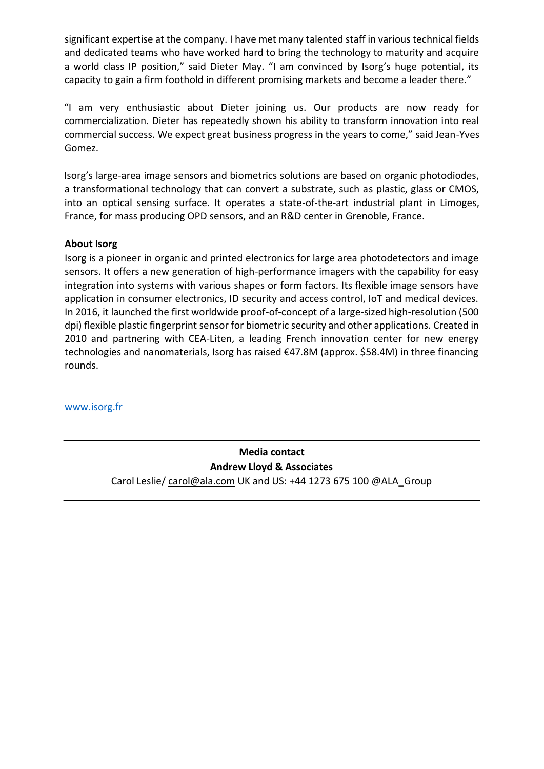significant expertise at the company. I have met many talented staff in various technical fields and dedicated teams who have worked hard to bring the technology to maturity and acquire a world class IP position," said Dieter May. "I am convinced by Isorg's huge potential, its capacity to gain a firm foothold in different promising markets and become a leader there."

"I am very enthusiastic about Dieter joining us. Our products are now ready for commercialization. Dieter has repeatedly shown his ability to transform innovation into real commercial success. We expect great business progress in the years to come," said Jean-Yves Gomez.

Isorg's large-area image sensors and biometrics solutions are based on organic photodiodes, a transformational technology that can convert a substrate, such as plastic, glass or CMOS, into an optical sensing surface. It operates a state-of-the-art industrial plant in Limoges, France, for mass producing OPD sensors, and an R&D center in Grenoble, France.

**About Isorg**

Isorg is a pioneer in organic and printed electronics for large area photodetectors and image sensors. It offers a new generation of high-performance imagers with the capability for easy integration into systems with various shapes or form factors. Its flexible image sensors have application in consumer electronics, ID security and access control, IoT and medical devices. In 2016, it launched the first worldwide proof-of-concept of a large-sized high-resolution (500 dpi) flexible plastic fingerprint sensor for biometric security and other applications. Created in 2010 and partnering with CEA-Liten, a leading French innovation center for new energy technologies and nanomaterials, Isorg has raised €47.8M (approx. $58.4M) in three financing rounds.

[www.isorg.fr](http://www.isorg.fr)

---

**Media contact**

**Andrew Lloyd & Associates**

Carol Leslie/ carol@ala.com UK and US: +44 1273 675 100 @ALA_Group

---